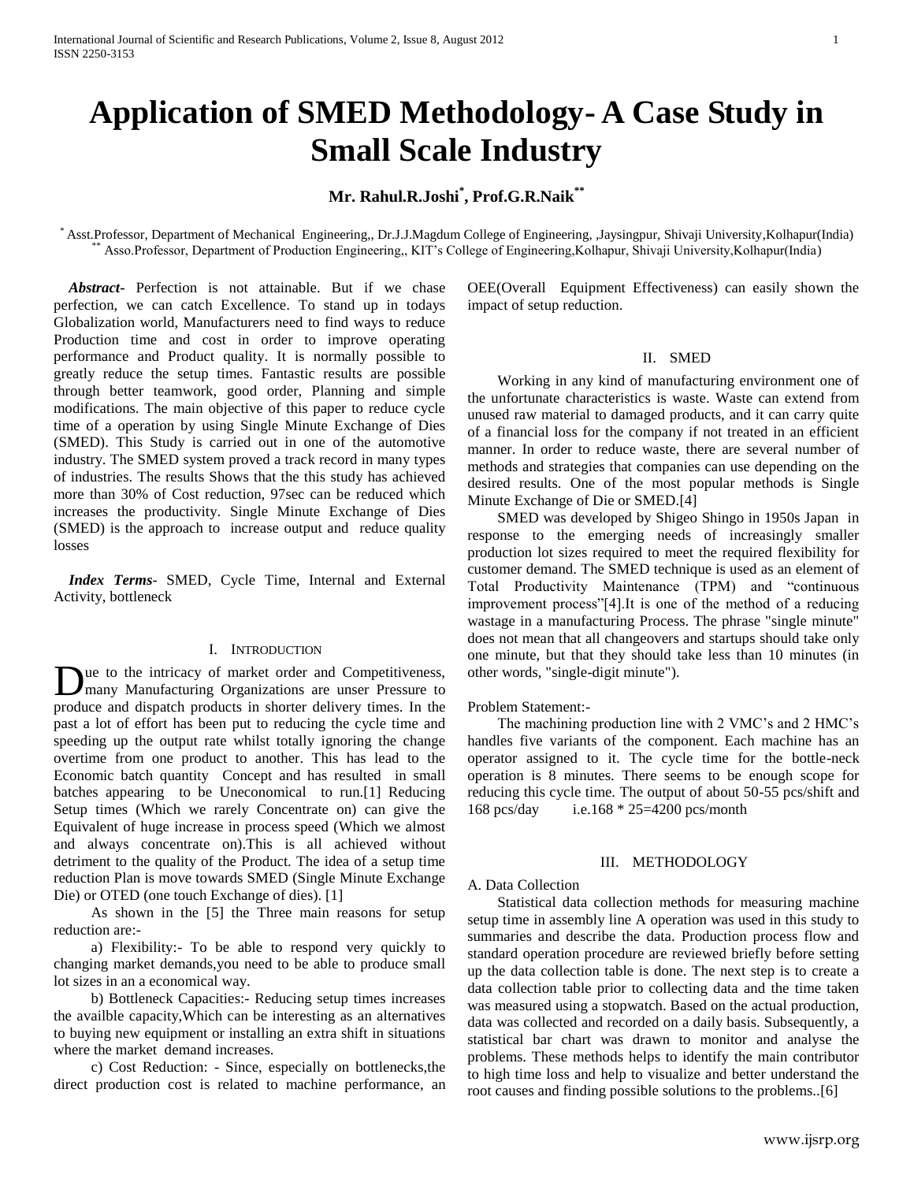# Application of SMED Methodology- A Case Study in Small Scale Industry

**Mr. Rahul.R.Joshi[*], Prof.G.R.Naik[**]**

[*] Asst.Professor, Department of Mechanical Engineering,, Dr.J.J.Magdum College of Engineering, ,Jaysingpur, Shivaji University,Kolhapur(India)
[**] Asso.Professor, Department of Production Engineering,, KIT's College of Engineering,Kolhapur, Shivaji University,Kolhapur(India)

***Abstract***- Perfection is not attainable. But if we chase perfection, we can catch Excellence. To stand up in todays Globalization world, Manufacturers need to find ways to reduce Production time and cost in order to improve operating performance and Product quality. It is normally possible to greatly reduce the setup times. Fantastic results are possible through better teamwork, good order, Planning and simple modifications. The main objective of this paper to reduce cycle time of a operation by using Single Minute Exchange of Dies (SMED). This Study is carried out in one of the automotive industry. The SMED system proved a track record in many types of industries. The results Shows that the this study has achieved more than 30% of Cost reduction, 97sec can be reduced which increases the productivity. Single Minute Exchange of Dies (SMED) is the approach to increase output and reduce quality losses

***Index Terms***- SMED, Cycle Time, Internal and External Activity, bottleneck

## I. Introduction

Due to the intricacy of market order and Competitiveness, many Manufacturing Organizations are unser Pressure to produce and dispatch products in shorter delivery times. In the past a lot of effort has been put to reducing the cycle time and speeding up the output rate whilst totally ignoring the change overtime from one product to another. This has lead to the Economic batch quantity Concept and has resulted in small batches appearing to be Uneconomical to run.[1] Reducing Setup times (Which we rarely Concentrate on) can give the Equivalent of huge increase in process speed (Which we almost and always concentrate on).This is all achieved without detriment to the quality of the Product. The idea of a setup time reduction Plan is move towards SMED (Single Minute Exchange Die) or OTED (one touch Exchange of dies). [1]

As shown in the [5] the Three main reasons for setup reduction are:-

a) Flexibility:- To be able to respond very quickly to changing market demands,you need to be able to produce small lot sizes in an a economical way.

b) Bottleneck Capacities:- Reducing setup times increases the availble capacity,Which can be interesting as an alternatives to buying new equipment or installing an extra shift in situations where the market demand increases.

c) Cost Reduction: - Since, especially on bottlenecks,the direct production cost is related to machine performance, an OEE(Overall Equipment Effectiveness) can easily shown the impact of setup reduction.

## II. SMED

Working in any kind of manufacturing environment one of the unfortunate characteristics is waste. Waste can extend from unused raw material to damaged products, and it can carry quite of a financial loss for the company if not treated in an efficient manner. In order to reduce waste, there are several number of methods and strategies that companies can use depending on the desired results. One of the most popular methods is Single Minute Exchange of Die or SMED.[4]

SMED was developed by Shigeo Shingo in 1950s Japan in response to the emerging needs of increasingly smaller production lot sizes required to meet the required flexibility for customer demand. The SMED technique is used as an element of Total Productivity Maintenance (TPM) and "continuous improvement process"[4].It is one of the method of a reducing wastage in a manufacturing Process. The phrase "single minute" does not mean that all changeovers and startups should take only one minute, but that they should take less than 10 minutes (in other words, "single-digit minute").

Problem Statement:-

The machining production line with 2 VMC's and 2 HMC's handles five variants of the component. Each machine has an operator assigned to it. The cycle time for the bottle-neck operation is 8 minutes. There seems to be enough scope for reducing this cycle time. The output of about 50-55 pcs/shift and 168 pcs/day i.e.168 * 25=4200 pcs/month

## III. Methodology

A. Data Collection

Statistical data collection methods for measuring machine setup time in assembly line A operation was used in this study to summaries and describe the data. Production process flow and standard operation procedure are reviewed briefly before setting up the data collection table is done. The next step is to create a data collection table prior to collecting data and the time taken was measured using a stopwatch. Based on the actual production, data was collected and recorded on a daily basis. Subsequently, a statistical bar chart was drawn to monitor and analyse the problems. These methods helps to identify the main contributor to high time loss and help to visualize and better understand the root causes and finding possible solutions to the problems..[6]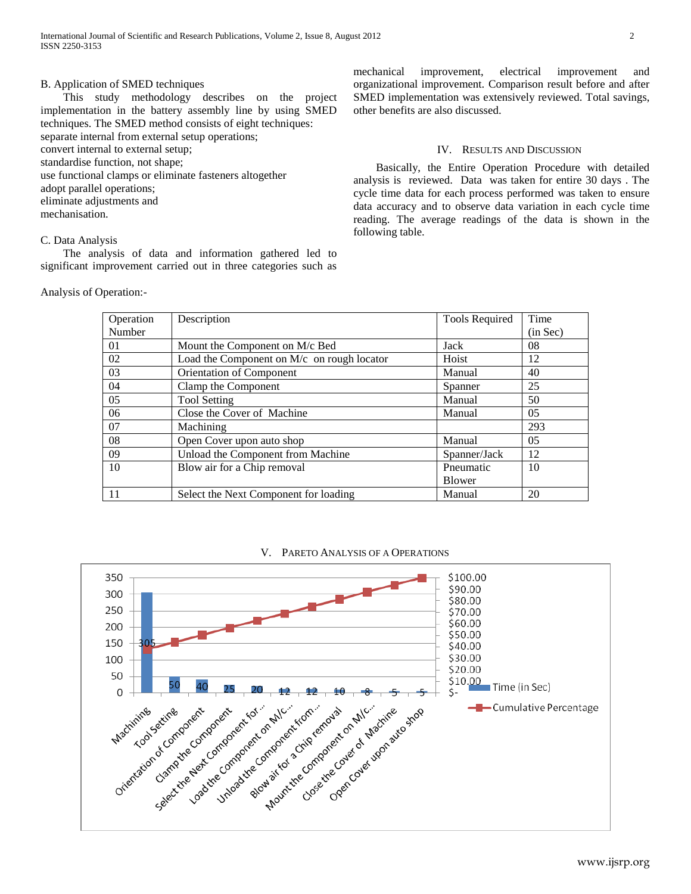B. Application of SMED techniques

This study methodology describes on the project implementation in the battery assembly line by using SMED techniques. The SMED method consists of eight techniques:
separate internal from external setup operations;
convert internal to external setup;
standardise function, not shape;
use functional clamps or eliminate fasteners altogether
adopt parallel operations;
eliminate adjustments and
mechanisation.

C. Data Analysis

The analysis of data and information gathered led to significant improvement carried out in three categories such as mechanical improvement, electrical improvement and organizational improvement. Comparison result before and after SMED implementation was extensively reviewed. Total savings, other benefits are also discussed.

## IV. Results and Discussion

Basically, the Entire Operation Procedure with detailed analysis is reviewed. Data was taken for entire 30 days . The cycle time data for each process performed was taken to ensure data accuracy and to observe data variation in each cycle time reading. The average readings of the data is shown in the following table.

Analysis of Operation:-

| Operation Number | Description | Tools Required | Time (in Sec) |
|---|---|---|---|
| 01 | Mount the Component on M/c Bed | Jack | 08 |
| 02 | Load the Component on M/c on rough locator | Hoist | 12 |
| 03 | Orientation of Component | Manual | 40 |
| 04 | Clamp the Component | Spanner | 25 |
| 05 | Tool Setting | Manual | 50 |
| 06 | Close the Cover of Machine | Manual | 05 |
| 07 | Machining | | 293 |
| 08 | Open Cover upon auto shop | Manual | 05 |
| 09 | Unload the Component from Machine | Spanner/Jack | 12 |
| 10 | Blow air for a Chip removal | Pneumatic Blower | 10 |
| 11 | Select the Next Component for loading | Manual | 20 |

## V. Pareto Analysis of a Operations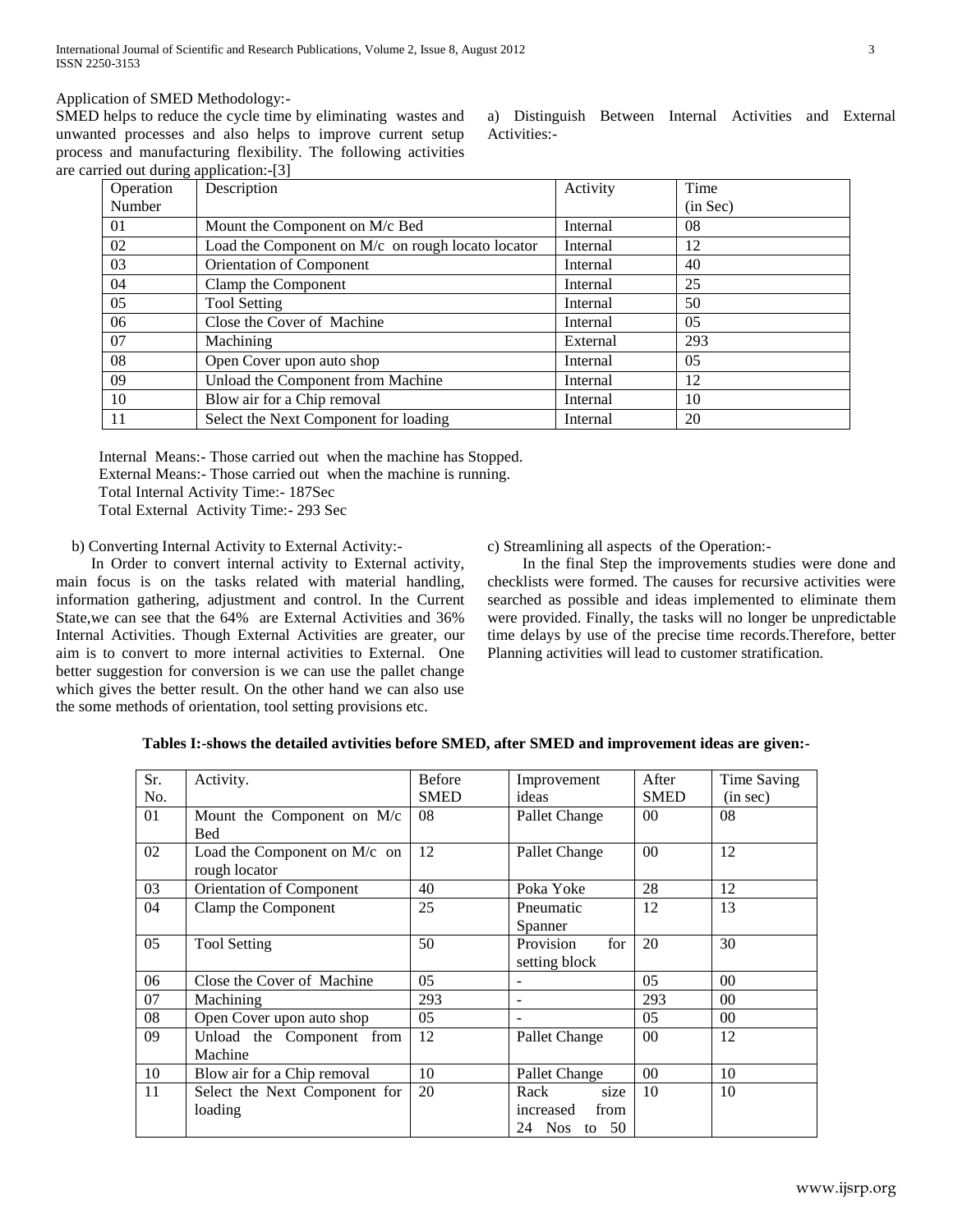Application of SMED Methodology:-

SMED helps to reduce the cycle time by eliminating wastes and unwanted processes and also helps to improve current setup process and manufacturing flexibility. The following activities are carried out during application:-[3]

a) Distinguish Between Internal Activities and External Activities:-

| Operation Number | Description | Activity | Time (in Sec) |
|---|---|---|---|
| 01 | Mount the Component on M/c Bed | Internal | 08 |
| 02 | Load the Component on M/c on rough locato locator | Internal | 12 |
| 03 | Orientation of Component | Internal | 40 |
| 04 | Clamp the Component | Internal | 25 |
| 05 | Tool Setting | Internal | 50 |
| 06 | Close the Cover of Machine | Internal | 05 |
| 07 | Machining | External | 293 |
| 08 | Open Cover upon auto shop | Internal | 05 |
| 09 | Unload the Component from Machine | Internal | 12 |
| 10 | Blow air for a Chip removal | Internal | 10 |
| 11 | Select the Next Component for loading | Internal | 20 |

Internal Means:- Those carried out when the machine has Stopped.
External Means:- Those carried out when the machine is running.
Total Internal Activity Time:- 187Sec
Total External Activity Time:- 293 Sec

b) Converting Internal Activity to External Activity:-

In Order to convert internal activity to External activity, main focus is on the tasks related with material handling, information gathering, adjustment and control. In the Current State,we can see that the 64% are External Activities and 36% Internal Activities. Though External Activities are greater, our aim is to convert to more internal activities to External. One better suggestion for conversion is we can use the pallet change which gives the better result. On the other hand we can also use the some methods of orientation, tool setting provisions etc.

c) Streamlining all aspects of the Operation:-

In the final Step the improvements studies were done and checklists were formed. The causes for recursive activities were searched as possible and ideas implemented to eliminate them were provided. Finally, the tasks will no longer be unpredictable time delays by use of the precise time records.Therefore, better Planning activities will lead to customer stratification.

**Tables I:-shows the detailed avtivities before SMED, after SMED and improvement ideas are given:-**

| Sr. No. | Activity. | Before SMED | Improvement ideas | After SMED | Time Saving (in sec) |
|---|---|---|---|---|---|
| 01 | Mount the Component on M/c Bed | 08 | Pallet Change | 00 | 08 |
| 02 | Load the Component on M/c on rough locator | 12 | Pallet Change | 00 | 12 |
| 03 | Orientation of Component | 40 | Poka Yoke | 28 | 12 |
| 04 | Clamp the Component | 25 | Pneumatic Spanner | 12 | 13 |
| 05 | Tool Setting | 50 | Provision for setting block | 20 | 30 |
| 06 | Close the Cover of Machine | 05 | - | 05 | 00 |
| 07 | Machining | 293 | - | 293 | 00 |
| 08 | Open Cover upon auto shop | 05 | - | 05 | 00 |
| 09 | Unload the Component from Machine | 12 | Pallet Change | 00 | 12 |
| 10 | Blow air for a Chip removal | 10 | Pallet Change | 00 | 10 |
| 11 | Select the Next Component for loading | 20 | Rack size increased from 24 Nos to 50 | 10 | 10 |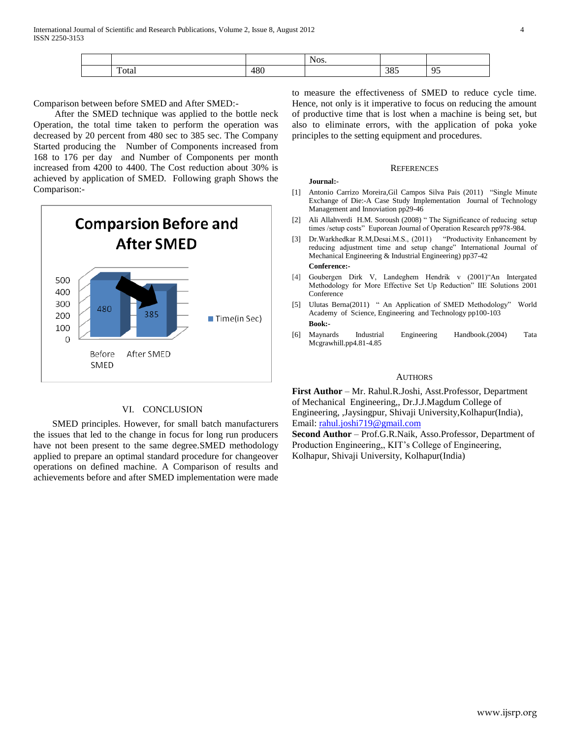| | | | | | |
|---|---|---|---|---|---|
| | | | Nos. | | |
| | Total | 480 | | 385 | 95 |

Comparison between before SMED and After SMED:-

After the SMED technique was applied to the bottle neck Operation, the total time taken to perform the operation was decreased by 20 percent from 480 sec to 385 sec. The Company Started producing the Number of Components increased from 168 to 176 per day and Number of Components per month increased from 4200 to 4400. The Cost reduction about 30% is achieved by application of SMED. Following graph Shows the Comparison:-

Comparsion Before and After SMED

500
400
300
200
100
0

480
385

Before SMED
After SMED

Time(in Sec)

## VI. CONCLUSION

SMED principles. However, for small batch manufacturers the issues that led to the change in focus for long run producers have not been present to the same degree.SMED methodology applied to prepare an optimal standard procedure for changeover operations on defined machine. A Comparison of results and achievements before and after SMED implementation were made to measure the effectiveness of SMED to reduce cycle time. Hence, not only is it imperative to focus on reducing the amount of productive time that is lost when a machine is being set, but also to eliminate errors, with the application of poka yoke principles to the setting equipment and procedures.

## REFERENCES

**Journal:-**

[1] Antonio Carrizo Moreira,Gil Campos Silva Pais (2011) "Single Minute Exchange of Die:-A Case Study Implementation Journal of Technology Management and Innoviation pp29-46

[2] Ali Allahverdi H.M. Soroush (2008) " The Significance of reducing setup times /setup costs" European Journal of Operation Research pp978-984.

[3] Dr.Warkhedkar R.M,Desai.M.S., (2011) "Productivity Enhancement by reducing adjustment time and setup change" International Journal of Mechanical Engineering & Industrial Engineering) pp37-42

**Conference:-**

[4] Goubergen Dirk V, Landeghem Hendrik v (2001)"An Intergated Methodology for More Effective Set Up Reduction" IIE Solutions 2001 Conference

[5] Ulutas Berna(2011) " An Application of SMED Methodology" World Academy of Science, Engineering and Technology pp100-103

**Book:-**

[6] Maynards Industrial Engineering Handbook.(2004) Tata Mcgrawhill.pp4.81-4.85

## AUTHORS

**First Author** – Mr. Rahul.R.Joshi, Asst.Professor, Department of Mechanical Engineering,, Dr.J.J.Magdum College of Engineering, ,Jaysingpur, Shivaji University,Kolhapur(India), Email: rahul.joshi719@gmail.com

**Second Author** – Prof.G.R.Naik, Asso.Professor, Department of Production Engineering,, KIT's College of Engineering, Kolhapur, Shivaji University, Kolhapur(India)